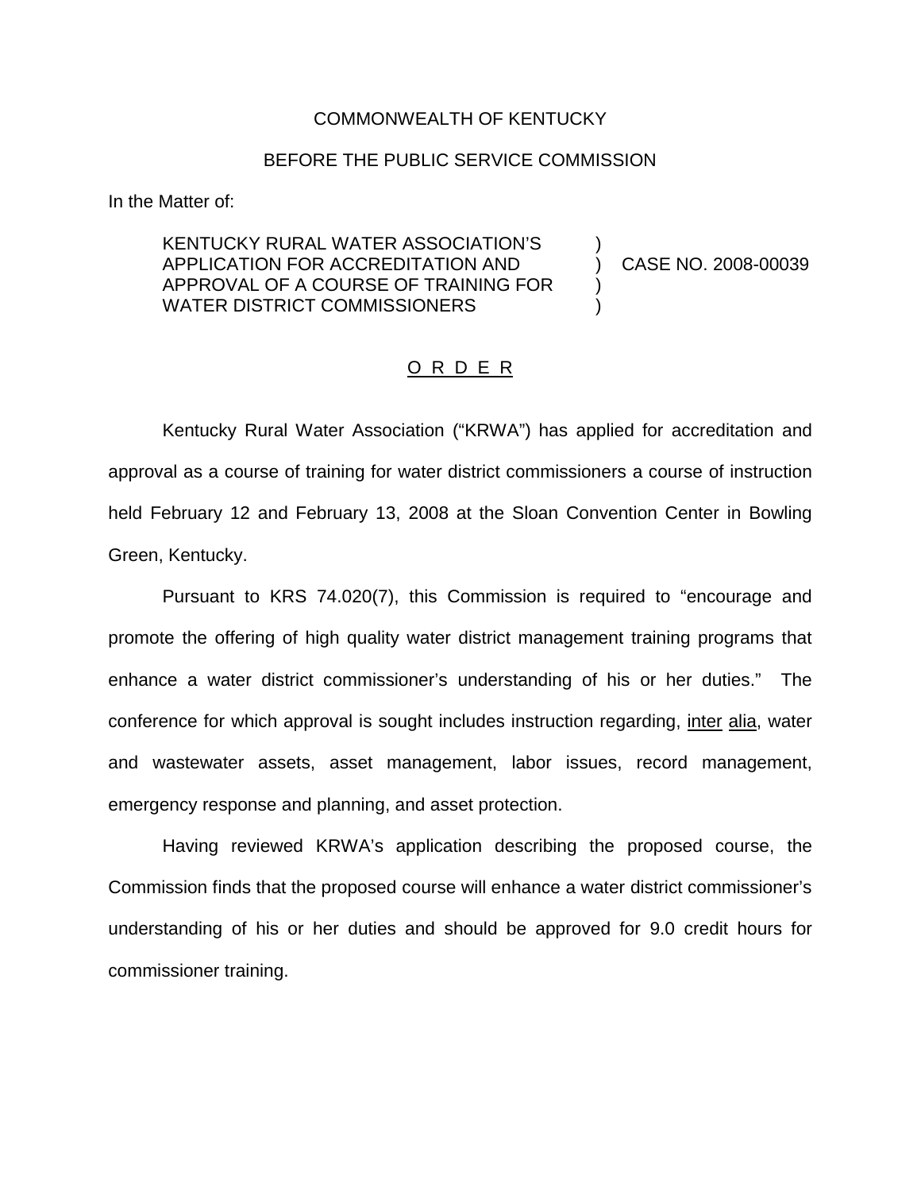COMMONWEALTH OF KENTUCKY

BEFORE THE PUBLIC SERVICE COMMISSION

In the Matter of:

KENTUCKY RURAL WATER ASSOCIATION'S APPLICATION FOR ACCREDITATION AND APPROVAL OF A COURSE OF TRAINING FOR WATER DISTRICT COMMISSIONERS ) CASE NO. 2008-00039

<u>O R D E R</u>

Kentucky Rural Water Association ("KRWA") has applied for accreditation and approval as a course of training for water district commissioners a course of instruction held February 12 and February 13, 2008 at the Sloan Convention Center in Bowling Green, Kentucky.

Pursuant to KRS 74.020(7), this Commission is required to "encourage and promote the offering of high quality water district management training programs that enhance a water district commissioner's understanding of his or her duties." The conference for which approval is sought includes instruction regarding, <u>inter</u> <u>alia</u>, water and wastewater assets, asset management, labor issues, record management, emergency response and planning, and asset protection.

Having reviewed KRWA's application describing the proposed course, the Commission finds that the proposed course will enhance a water district commissioner's understanding of his or her duties and should be approved for 9.0 credit hours for commissioner training.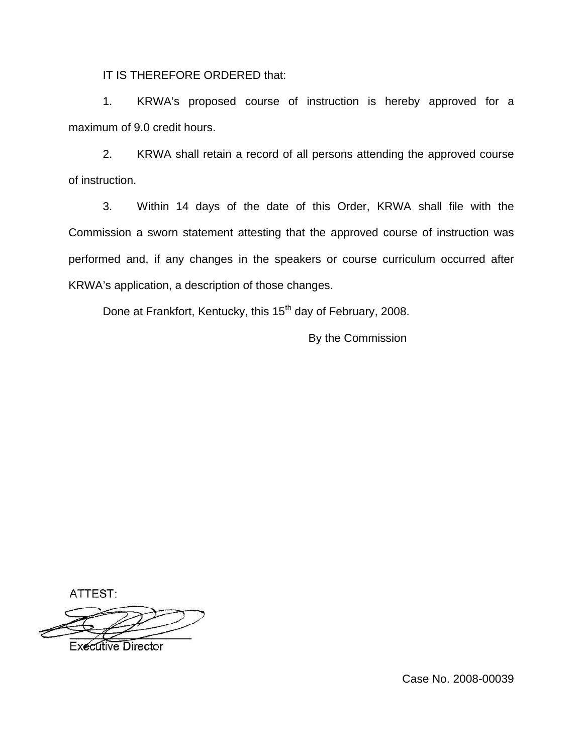IT IS THEREFORE ORDERED that:

1. KRWA's proposed course of instruction is hereby approved for a maximum of 9.0 credit hours.

2. KRWA shall retain a record of all persons attending the approved course of instruction.

3. Within 14 days of the date of this Order, KRWA shall file with the Commission a sworn statement attesting that the approved course of instruction was performed and, if any changes in the speakers or course curriculum occurred after KRWA's application, a description of those changes.

Done at Frankfort, Kentucky, this 15th day of February, 2008.

By the Commission

ATTEST:

Executive Director

Case No. 2008-00039